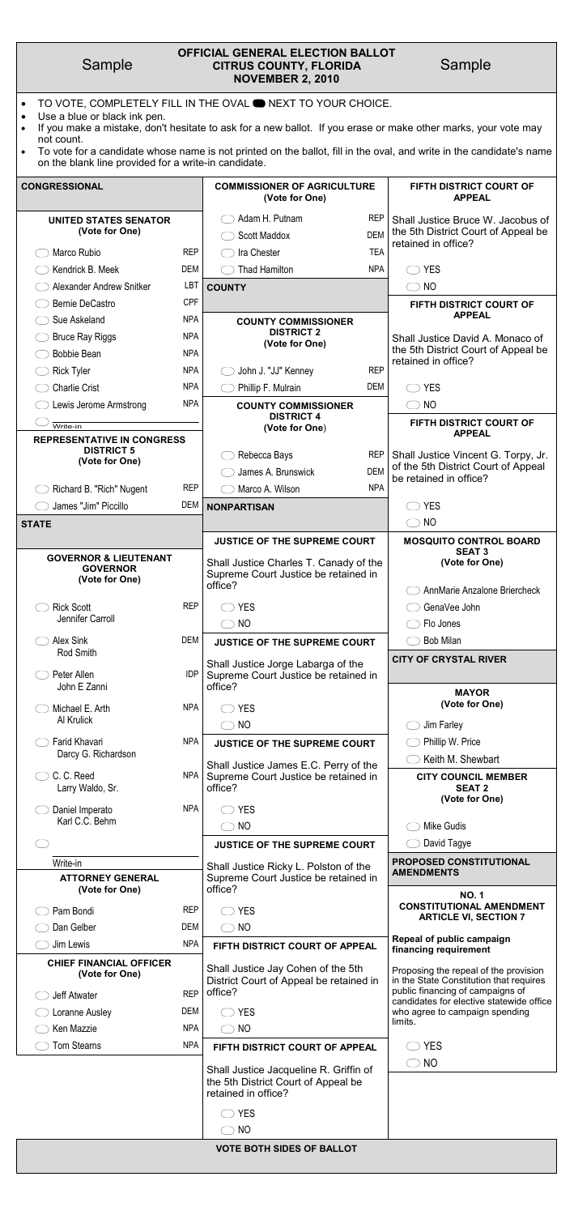Sample

# OFFICIAL GENERAL ELECTION BALLOT
# CITRUS COUNTY, FLORIDA
# NOVEMBER 2, 2010

Sample

- TO VOTE, COMPLETELY FILL IN THE OVAL ⬬ NEXT TO YOUR CHOICE.
- Use a blue or black ink pen.
- If you make a mistake, don't hesitate to ask for a new ballot. If you erase or make other marks, your vote may not count.
- To vote for a candidate whose name is not printed on the ballot, fill in the oval, and write in the candidate's name on the blank line provided for a write-in candidate.

## CONGRESSIONAL

### UNITED STATES SENATOR
(Vote for One)

| Candidate | Party |
|---|---|
| ◯ Marco Rubio | REP |
| ◯ Kendrick B. Meek | DEM |
| ◯ Alexander Andrew Snitker | LBT |
| ◯ Bernie DeCastro | CPF |
| ◯ Sue Askeland | NPA |
| ◯ Bruce Ray Riggs | NPA |
| ◯ Bobbie Bean | NPA |
| ◯ Rick Tyler | NPA |
| ◯ Charlie Crist | NPA |
| ◯ Lewis Jerome Armstrong | NPA |
| ◯ Write-in | |

### REPRESENTATIVE IN CONGRESS DISTRICT 5
(Vote for One)

| Candidate | Party |
|---|---|
| ◯ Richard B. "Rich" Nugent | REP |
| ◯ James "Jim" Piccillo | DEM |

## STATE

### GOVERNOR & LIEUTENANT GOVERNOR
(Vote for One)

| Candidate | Party |
|---|---|
| ◯ Rick Scott / Jennifer Carroll | REP |
| ◯ Alex Sink / Rod Smith | DEM |
| ◯ Peter Allen / John E Zanni | IDP |
| ◯ Michael E. Arth / Al Krulick | NPA |
| ◯ Farid Khavari / Darcy G. Richardson | NPA |
| ◯ C. C. Reed / Larry Waldo, Sr. | NPA |
| ◯ Daniel Imperato / Karl C.C. Behm | NPA |
| ◯ Write-in | |

### ATTORNEY GENERAL
(Vote for One)

| Candidate | Party |
|---|---|
| ◯ Pam Bondi | REP |
| ◯ Dan Gelber | DEM |
| ◯ Jim Lewis | NPA |

### CHIEF FINANCIAL OFFICER
(Vote for One)

| Candidate | Party |
|---|---|
| ◯ Jeff Atwater | REP |
| ◯ Loranne Ausley | DEM |
| ◯ Ken Mazzie | NPA |
| ◯ Tom Stearns | NPA |

### COMMISSIONER OF AGRICULTURE
(Vote for One)

| Candidate | Party |
|---|---|
| ◯ Adam H. Putnam | REP |
| ◯ Scott Maddox | DEM |
| ◯ Ira Chester | TEA |
| ◯ Thad Hamilton | NPA |

## COUNTY

### COUNTY COMMISSIONER DISTRICT 2
(Vote for One)

| Candidate | Party |
|---|---|
| ◯ John J. "JJ" Kenney | REP |
| ◯ Phillip F. Mulrain | DEM |

### COUNTY COMMISSIONER DISTRICT 4
(Vote for One)

| Candidate | Party |
|---|---|
| ◯ Rebecca Bays | REP |
| ◯ James A. Brunswick | DEM |
| ◯ Marco A. Wilson | NPA |

## NONPARTISAN

### JUSTICE OF THE SUPREME COURT
Shall Justice Charles T. Canady of the Supreme Court Justice be retained in office?

◯ YES
◯ NO

### JUSTICE OF THE SUPREME COURT
Shall Justice Jorge Labarga of the Supreme Court Justice be retained in office?

◯ YES
◯ NO

### JUSTICE OF THE SUPREME COURT
Shall Justice James E.C. Perry of the Supreme Court Justice be retained in office?

◯ YES
◯ NO

### JUSTICE OF THE SUPREME COURT
Shall Justice Ricky L. Polston of the Supreme Court Justice be retained in office?

◯ YES
◯ NO

### FIFTH DISTRICT COURT OF APPEAL
Shall Justice Jay Cohen of the 5th District Court of Appeal be retained in office?

◯ YES
◯ NO

### FIFTH DISTRICT COURT OF APPEAL
Shall Justice Jacqueline R. Griffin of the 5th District Court of Appeal be retained in office?

◯ YES
◯ NO

### FIFTH DISTRICT COURT OF APPEAL
Shall Justice Bruce W. Jacobus of the 5th District Court of Appeal be retained in office?

◯ YES
◯ NO

### FIFTH DISTRICT COURT OF APPEAL
Shall Justice David A. Monaco of the 5th District Court of Appeal be retained in office?

◯ YES
◯ NO

### FIFTH DISTRICT COURT OF APPEAL
Shall Justice Vincent G. Torpy, Jr. of the 5th District Court of Appeal be retained in office?

◯ YES
◯ NO

### MOSQUITO CONTROL BOARD SEAT 3
(Vote for One)

◯ AnnMarie Anzalone Briercheck
◯ GenaVee John
◯ Flo Jones
◯ Bob Milan

## CITY OF CRYSTAL RIVER

### MAYOR
(Vote for One)

◯ Jim Farley
◯ Phillip W. Price
◯ Keith M. Shewbart

### CITY COUNCIL MEMBER SEAT 2
(Vote for One)

◯ Mike Gudis
◯ David Tagye

## PROPOSED CONSTITUTIONAL AMENDMENTS

### NO. 1
### CONSTITUTIONAL AMENDMENT ARTICLE VI, SECTION 7

**Repeal of public campaign financing requirement**

Proposing the repeal of the provision in the State Constitution that requires public financing of campaigns of candidates for elective statewide office who agree to campaign spending limits.

◯ YES
◯ NO

**VOTE BOTH SIDES OF BALLOT**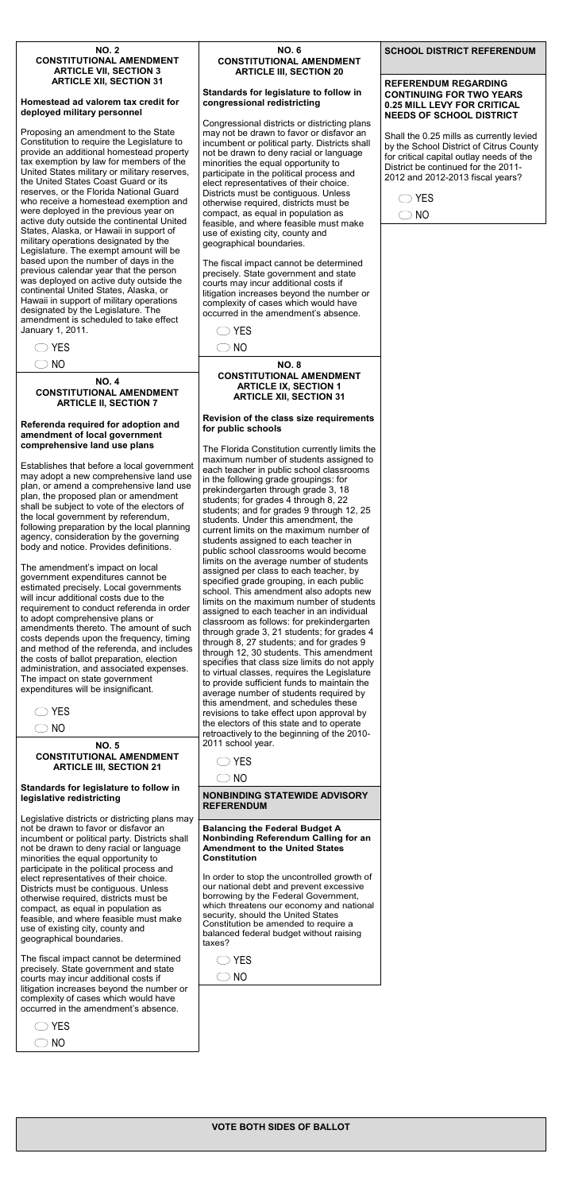## NO. 2
## CONSTITUTIONAL AMENDMENT
## ARTICLE VII, SECTION 3
## ARTICLE XII, SECTION 31

**Homestead ad valorem tax credit for deployed military personnel**

Proposing an amendment to the State Constitution to require the Legislature to provide an additional homestead property tax exemption by law for members of the United States military or military reserves, the United States Coast Guard or its reserves, or the Florida National Guard who receive a homestead exemption and were deployed in the previous year on active duty outside the continental United States, Alaska, or Hawaii in support of military operations designated by the Legislature. The exempt amount will be based upon the number of days in the previous calendar year that the person was deployed on active duty outside the continental United States, Alaska, or Hawaii in support of military operations designated by the Legislature. The amendment is scheduled to take effect January 1, 2011.

- YES
- NO

## NO. 4
## CONSTITUTIONAL AMENDMENT
## ARTICLE II, SECTION 7

**Referenda required for adoption and amendment of local government comprehensive land use plans**

Establishes that before a local government may adopt a new comprehensive land use plan, or amend a comprehensive land use plan, the proposed plan or amendment shall be subject to vote of the electors of the local government by referendum, following preparation by the local planning agency, consideration by the governing body and notice. Provides definitions.

The amendment's impact on local government expenditures cannot be estimated precisely. Local governments will incur additional costs due to the requirement to conduct referenda in order to adopt comprehensive plans or amendments thereto. The amount of such costs depends upon the frequency, timing and method of the referenda, and includes the costs of ballot preparation, election administration, and associated expenses. The impact on state government expenditures will be insignificant.

- YES
- NO

## NO. 5
## CONSTITUTIONAL AMENDMENT
## ARTICLE III, SECTION 21

**Standards for legislature to follow in legislative redistricting**

Legislative districts or districting plans may not be drawn to favor or disfavor an incumbent or political party. Districts shall not be drawn to deny racial or language minorities the equal opportunity to participate in the political process and elect representatives of their choice. Districts must be contiguous. Unless otherwise required, districts must be compact, as equal in population as feasible, and where feasible must make use of existing city, county and geographical boundaries.

The fiscal impact cannot be determined precisely. State government and state courts may incur additional costs if litigation increases beyond the number or complexity of cases which would have occurred in the amendment's absence.

- YES
- NO

## NO. 6
## CONSTITUTIONAL AMENDMENT
## ARTICLE III, SECTION 20

**Standards for legislature to follow in congressional redistricting**

Congressional districts or districting plans may not be drawn to favor or disfavor an incumbent or political party. Districts shall not be drawn to deny racial or language minorities the equal opportunity to participate in the political process and elect representatives of their choice. Districts must be contiguous. Unless otherwise required, districts must be compact, as equal in population as feasible, and where feasible must make use of existing city, county and geographical boundaries.

The fiscal impact cannot be determined precisely. State government and state courts may incur additional costs if litigation increases beyond the number or complexity of cases which would have occurred in the amendment's absence.

- YES
- NO

## NO. 8
## CONSTITUTIONAL AMENDMENT
## ARTICLE IX, SECTION 1
## ARTICLE XII, SECTION 31

**Revision of the class size requirements for public schools**

The Florida Constitution currently limits the maximum number of students assigned to each teacher in public school classrooms in the following grade groupings: for prekindergarten through grade 3, 18 students; for grades 4 through 8, 22 students; and for grades 9 through 12, 25 students. Under this amendment, the current limits on the maximum number of students assigned to each teacher in public school classrooms would become limits on the average number of students assigned per class to each teacher, by specified grade grouping, in each public school. This amendment also adopts new limits on the maximum number of students assigned to each teacher in an individual classroom as follows: for prekindergarten through grade 3, 21 students; for grades 4 through 8, 27 students; and for grades 9 through 12, 30 students. This amendment specifies that class size limits do not apply to virtual classes, requires the Legislature to provide sufficient funds to maintain the average number of students required by this amendment, and schedules these revisions to take effect upon approval by the electors of this state and to operate retroactively to the beginning of the 2010-2011 school year.

- YES
- NO

## NONBINDING STATEWIDE ADVISORY REFERENDUM

**Balancing the Federal Budget A Nonbinding Referendum Calling for an Amendment to the United States Constitution**

In order to stop the uncontrolled growth of our national debt and prevent excessive borrowing by the Federal Government, which threatens our economy and national security, should the United States Constitution be amended to require a balanced federal budget without raising taxes?

- YES
- NO

## SCHOOL DISTRICT REFERENDUM

**REFERENDUM REGARDING CONTINUING FOR TWO YEARS 0.25 MILL LEVY FOR CRITICAL NEEDS OF SCHOOL DISTRICT**

Shall the 0.25 mills as currently levied by the School District of Citrus County for critical capital outlay needs of the District be continued for the 2011-2012 and 2012-2013 fiscal years?

- YES
- NO

**VOTE BOTH SIDES OF BALLOT**